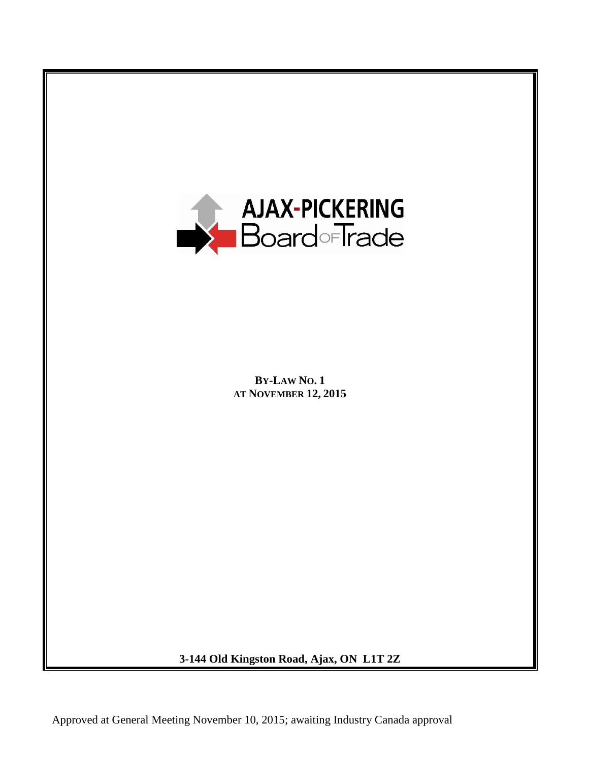AJAX-PICKERING Board of Trade

**BY-LAW NO. 1**
**AT NOVEMBER 12, 2015**

**3-144 Old Kingston Road, Ajax, ON L1T 2Z**

Approved at General Meeting November 10, 2015; awaiting Industry Canada approval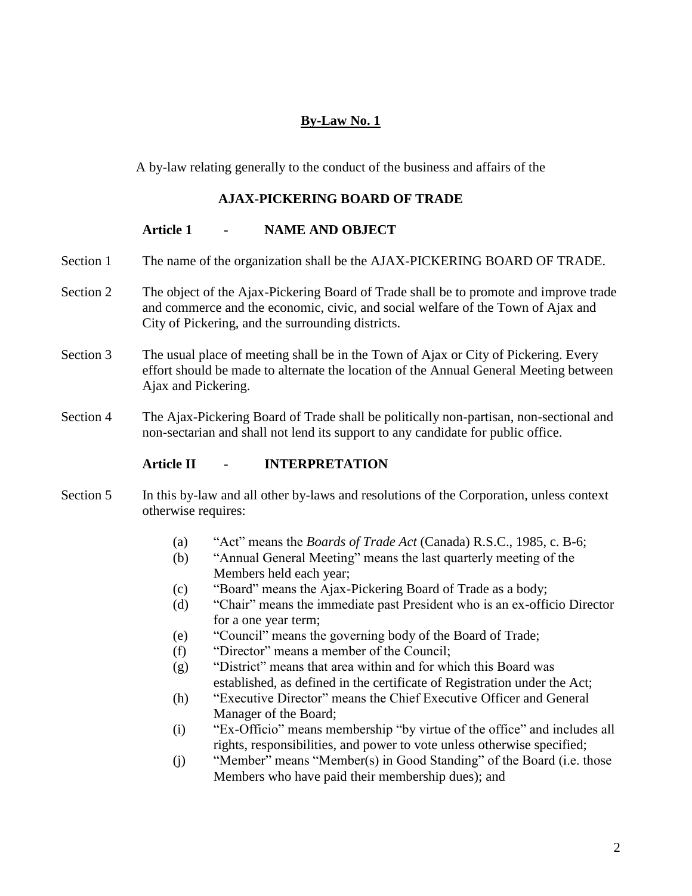# By-Law No. 1

A by-law relating generally to the conduct of the business and affairs of the

## AJAX-PICKERING BOARD OF TRADE

### Article 1 - NAME AND OBJECT

Section 1 The name of the organization shall be the AJAX-PICKERING BOARD OF TRADE.

Section 2 The object of the Ajax-Pickering Board of Trade shall be to promote and improve trade and commerce and the economic, civic, and social welfare of the Town of Ajax and City of Pickering, and the surrounding districts.

Section 3 The usual place of meeting shall be in the Town of Ajax or City of Pickering. Every effort should be made to alternate the location of the Annual General Meeting between Ajax and Pickering.

Section 4 The Ajax-Pickering Board of Trade shall be politically non-partisan, non-sectional and non-sectarian and shall not lend its support to any candidate for public office.

### Article II - INTERPRETATION

Section 5 In this by-law and all other by-laws and resolutions of the Corporation, unless context otherwise requires:

(a) "Act" means the *Boards of Trade Act* (Canada) R.S.C., 1985, c. B-6;
(b) "Annual General Meeting" means the last quarterly meeting of the Members held each year;
(c) "Board" means the Ajax-Pickering Board of Trade as a body;
(d) "Chair" means the immediate past President who is an ex-officio Director for a one year term;
(e) "Council" means the governing body of the Board of Trade;
(f) "Director" means a member of the Council;
(g) "District" means that area within and for which this Board was established, as defined in the certificate of Registration under the Act;
(h) "Executive Director" means the Chief Executive Officer and General Manager of the Board;
(i) "Ex-Officio" means membership "by virtue of the office" and includes all rights, responsibilities, and power to vote unless otherwise specified;
(j) "Member" means "Member(s) in Good Standing" of the Board (i.e. those Members who have paid their membership dues); and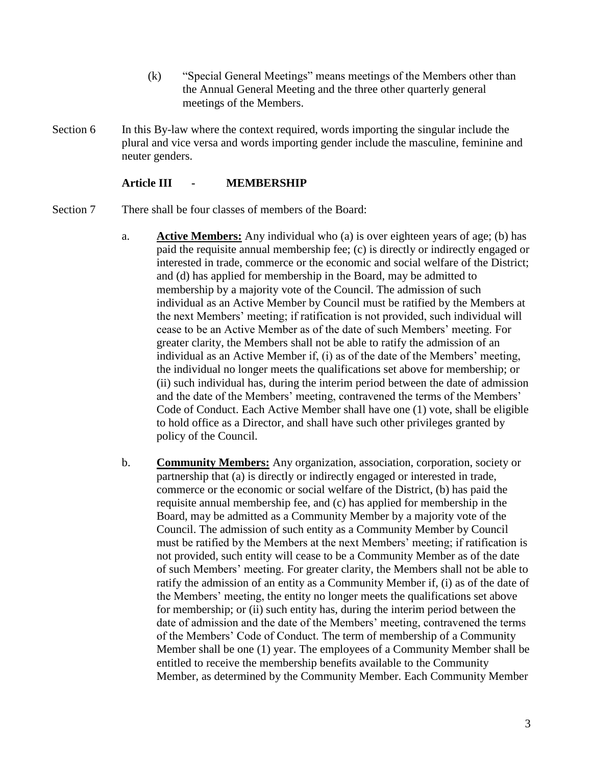(k) "Special General Meetings" means meetings of the Members other than the Annual General Meeting and the three other quarterly general meetings of the Members.

Section 6 In this By-law where the context required, words importing the singular include the plural and vice versa and words importing gender include the masculine, feminine and neuter genders.

## Article III - MEMBERSHIP

Section 7 There shall be four classes of members of the Board:

a. **Active Members:** Any individual who (a) is over eighteen years of age; (b) has paid the requisite annual membership fee; (c) is directly or indirectly engaged or interested in trade, commerce or the economic and social welfare of the District; and (d) has applied for membership in the Board, may be admitted to membership by a majority vote of the Council. The admission of such individual as an Active Member by Council must be ratified by the Members at the next Members' meeting; if ratification is not provided, such individual will cease to be an Active Member as of the date of such Members' meeting. For greater clarity, the Members shall not be able to ratify the admission of an individual as an Active Member if, (i) as of the date of the Members' meeting, the individual no longer meets the qualifications set above for membership; or (ii) such individual has, during the interim period between the date of admission and the date of the Members' meeting, contravened the terms of the Members' Code of Conduct. Each Active Member shall have one (1) vote, shall be eligible to hold office as a Director, and shall have such other privileges granted by policy of the Council.

b. **Community Members:** Any organization, association, corporation, society or partnership that (a) is directly or indirectly engaged or interested in trade, commerce or the economic or social welfare of the District, (b) has paid the requisite annual membership fee, and (c) has applied for membership in the Board, may be admitted as a Community Member by a majority vote of the Council. The admission of such entity as a Community Member by Council must be ratified by the Members at the next Members' meeting; if ratification is not provided, such entity will cease to be a Community Member as of the date of such Members' meeting. For greater clarity, the Members shall not be able to ratify the admission of an entity as a Community Member if, (i) as of the date of the Members' meeting, the entity no longer meets the qualifications set above for membership; or (ii) such entity has, during the interim period between the date of admission and the date of the Members' meeting, contravened the terms of the Members' Code of Conduct. The term of membership of a Community Member shall be one (1) year. The employees of a Community Member shall be entitled to receive the membership benefits available to the Community Member, as determined by the Community Member. Each Community Member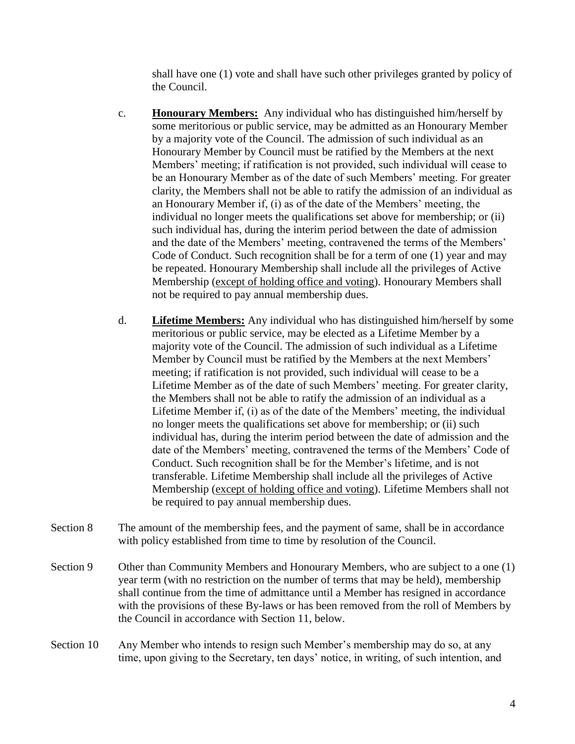shall have one (1) vote and shall have such other privileges granted by policy of the Council.

c. **<u>Honourary Members:</u>** Any individual who has distinguished him/herself by some meritorious or public service, may be admitted as an Honourary Member by a majority vote of the Council. The admission of such individual as an Honourary Member by Council must be ratified by the Members at the next Members' meeting; if ratification is not provided, such individual will cease to be an Honourary Member as of the date of such Members' meeting. For greater clarity, the Members shall not be able to ratify the admission of an individual as an Honourary Member if, (i) as of the date of the Members' meeting, the individual no longer meets the qualifications set above for membership; or (ii) such individual has, during the interim period between the date of admission and the date of the Members' meeting, contravened the terms of the Members' Code of Conduct. Such recognition shall be for a term of one (1) year and may be repeated. Honourary Membership shall include all the privileges of Active Membership (<u>except of holding office and voting</u>). Honourary Members shall not be required to pay annual membership dues.

d. **<u>Lifetime Members:</u>** Any individual who has distinguished him/herself by some meritorious or public service, may be elected as a Lifetime Member by a majority vote of the Council. The admission of such individual as a Lifetime Member by Council must be ratified by the Members at the next Members' meeting; if ratification is not provided, such individual will cease to be a Lifetime Member as of the date of such Members' meeting. For greater clarity, the Members shall not be able to ratify the admission of an individual as a Lifetime Member if, (i) as of the date of the Members' meeting, the individual no longer meets the qualifications set above for membership; or (ii) such individual has, during the interim period between the date of admission and the date of the Members' meeting, contravened the terms of the Members' Code of Conduct. Such recognition shall be for the Member's lifetime, and is not transferable. Lifetime Membership shall include all the privileges of Active Membership (<u>except of holding office and voting</u>). Lifetime Members shall not be required to pay annual membership dues.

Section 8 The amount of the membership fees, and the payment of same, shall be in accordance with policy established from time to time by resolution of the Council.

Section 9 Other than Community Members and Honourary Members, who are subject to a one (1) year term (with no restriction on the number of terms that may be held), membership shall continue from the time of admittance until a Member has resigned in accordance with the provisions of these By-laws or has been removed from the roll of Members by the Council in accordance with Section 11, below.

Section 10 Any Member who intends to resign such Member's membership may do so, at any time, upon giving to the Secretary, ten days' notice, in writing, of such intention, and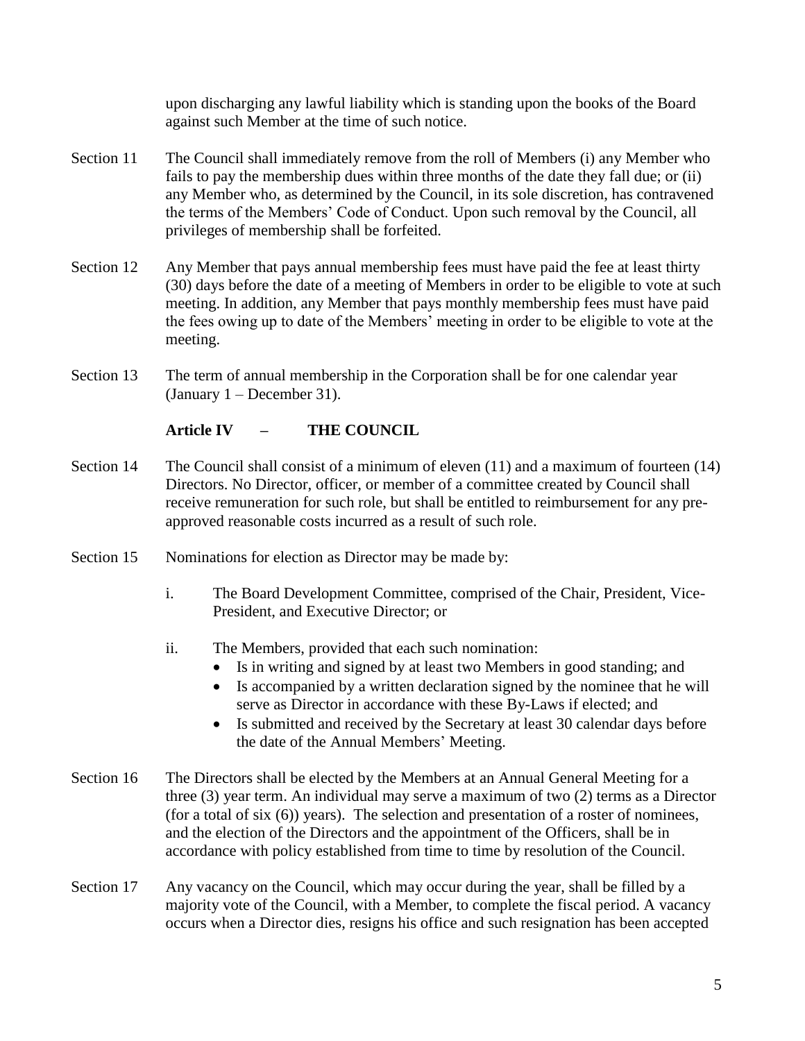upon discharging any lawful liability which is standing upon the books of the Board against such Member at the time of such notice.

Section 11 The Council shall immediately remove from the roll of Members (i) any Member who fails to pay the membership dues within three months of the date they fall due; or (ii) any Member who, as determined by the Council, in its sole discretion, has contravened the terms of the Members' Code of Conduct. Upon such removal by the Council, all privileges of membership shall be forfeited.

Section 12 Any Member that pays annual membership fees must have paid the fee at least thirty (30) days before the date of a meeting of Members in order to be eligible to vote at such meeting. In addition, any Member that pays monthly membership fees must have paid the fees owing up to date of the Members' meeting in order to be eligible to vote at the meeting.

Section 13 The term of annual membership in the Corporation shall be for one calendar year (January 1 – December 31).

## Article IV – THE COUNCIL

Section 14 The Council shall consist of a minimum of eleven (11) and a maximum of fourteen (14) Directors. No Director, officer, or member of a committee created by Council shall receive remuneration for such role, but shall be entitled to reimbursement for any pre-approved reasonable costs incurred as a result of such role.

Section 15 Nominations for election as Director may be made by:

i. The Board Development Committee, comprised of the Chair, President, Vice-President, and Executive Director; or

ii. The Members, provided that each such nomination:
   - Is in writing and signed by at least two Members in good standing; and
   - Is accompanied by a written declaration signed by the nominee that he will serve as Director in accordance with these By-Laws if elected; and
   - Is submitted and received by the Secretary at least 30 calendar days before the date of the Annual Members' Meeting.

Section 16 The Directors shall be elected by the Members at an Annual General Meeting for a three (3) year term. An individual may serve a maximum of two (2) terms as a Director (for a total of six (6)) years). The selection and presentation of a roster of nominees, and the election of the Directors and the appointment of the Officers, shall be in accordance with policy established from time to time by resolution of the Council.

Section 17 Any vacancy on the Council, which may occur during the year, shall be filled by a majority vote of the Council, with a Member, to complete the fiscal period. A vacancy occurs when a Director dies, resigns his office and such resignation has been accepted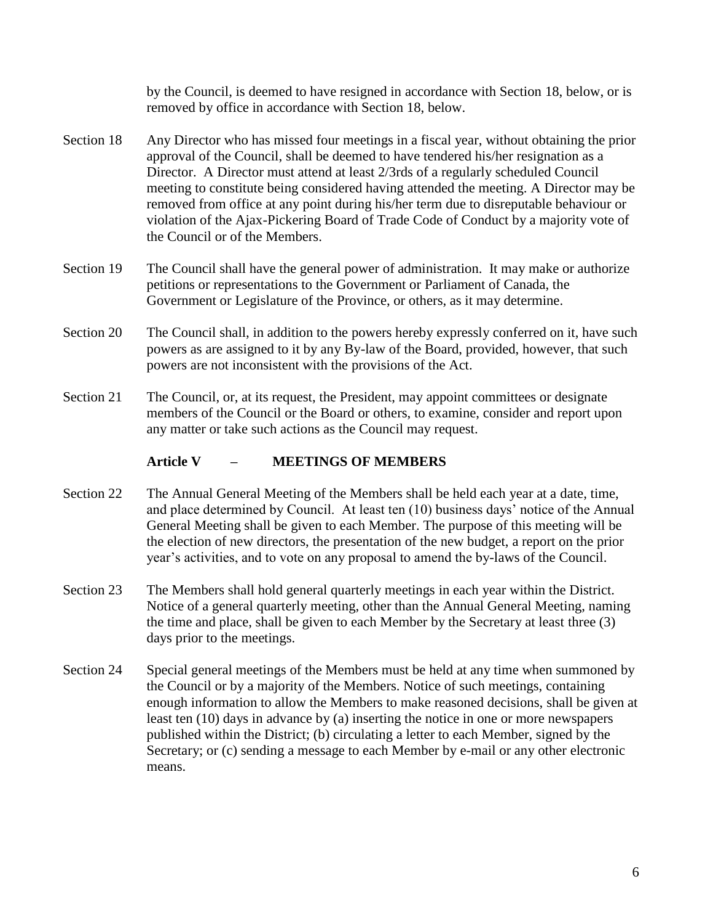by the Council, is deemed to have resigned in accordance with Section 18, below, or is removed by office in accordance with Section 18, below.

Section 18 Any Director who has missed four meetings in a fiscal year, without obtaining the prior approval of the Council, shall be deemed to have tendered his/her resignation as a Director. A Director must attend at least 2/3rds of a regularly scheduled Council meeting to constitute being considered having attended the meeting. A Director may be removed from office at any point during his/her term due to disreputable behaviour or violation of the Ajax-Pickering Board of Trade Code of Conduct by a majority vote of the Council or of the Members.

Section 19 The Council shall have the general power of administration. It may make or authorize petitions or representations to the Government or Parliament of Canada, the Government or Legislature of the Province, or others, as it may determine.

Section 20 The Council shall, in addition to the powers hereby expressly conferred on it, have such powers as are assigned to it by any By-law of the Board, provided, however, that such powers are not inconsistent with the provisions of the Act.

Section 21 The Council, or, at its request, the President, may appoint committees or designate members of the Council or the Board or others, to examine, consider and report upon any matter or take such actions as the Council may request.

## Article V – MEETINGS OF MEMBERS

Section 22 The Annual General Meeting of the Members shall be held each year at a date, time, and place determined by Council. At least ten (10) business days' notice of the Annual General Meeting shall be given to each Member. The purpose of this meeting will be the election of new directors, the presentation of the new budget, a report on the prior year's activities, and to vote on any proposal to amend the by-laws of the Council.

Section 23 The Members shall hold general quarterly meetings in each year within the District. Notice of a general quarterly meeting, other than the Annual General Meeting, naming the time and place, shall be given to each Member by the Secretary at least three (3) days prior to the meetings.

Section 24 Special general meetings of the Members must be held at any time when summoned by the Council or by a majority of the Members. Notice of such meetings, containing enough information to allow the Members to make reasoned decisions, shall be given at least ten (10) days in advance by (a) inserting the notice in one or more newspapers published within the District; (b) circulating a letter to each Member, signed by the Secretary; or (c) sending a message to each Member by e-mail or any other electronic means.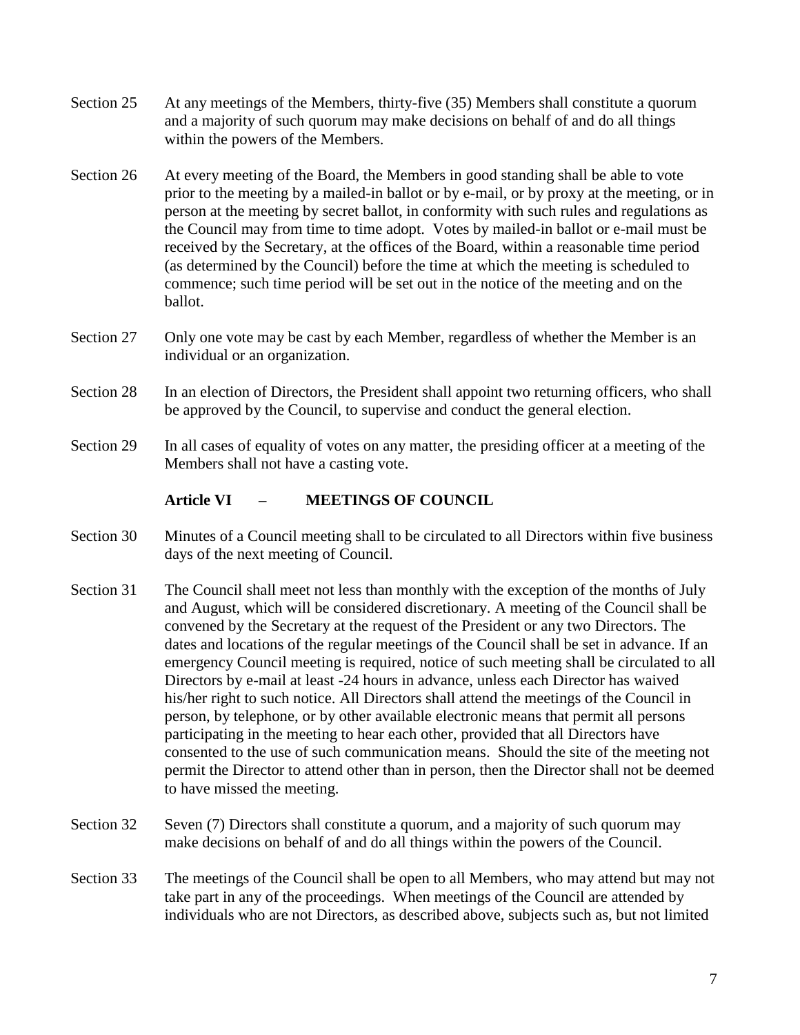Section 25 At any meetings of the Members, thirty-five (35) Members shall constitute a quorum and a majority of such quorum may make decisions on behalf of and do all things within the powers of the Members.

Section 26 At every meeting of the Board, the Members in good standing shall be able to vote prior to the meeting by a mailed-in ballot or by e-mail, or by proxy at the meeting, or in person at the meeting by secret ballot, in conformity with such rules and regulations as the Council may from time to time adopt. Votes by mailed-in ballot or e-mail must be received by the Secretary, at the offices of the Board, within a reasonable time period (as determined by the Council) before the time at which the meeting is scheduled to commence; such time period will be set out in the notice of the meeting and on the ballot.

Section 27 Only one vote may be cast by each Member, regardless of whether the Member is an individual or an organization.

Section 28 In an election of Directors, the President shall appoint two returning officers, who shall be approved by the Council, to supervise and conduct the general election.

Section 29 In all cases of equality of votes on any matter, the presiding officer at a meeting of the Members shall not have a casting vote.

## Article VI – MEETINGS OF COUNCIL

Section 30 Minutes of a Council meeting shall to be circulated to all Directors within five business days of the next meeting of Council.

Section 31 The Council shall meet not less than monthly with the exception of the months of July and August, which will be considered discretionary. A meeting of the Council shall be convened by the Secretary at the request of the President or any two Directors. The dates and locations of the regular meetings of the Council shall be set in advance. If an emergency Council meeting is required, notice of such meeting shall be circulated to all Directors by e-mail at least -24 hours in advance, unless each Director has waived his/her right to such notice. All Directors shall attend the meetings of the Council in person, by telephone, or by other available electronic means that permit all persons participating in the meeting to hear each other, provided that all Directors have consented to the use of such communication means. Should the site of the meeting not permit the Director to attend other than in person, then the Director shall not be deemed to have missed the meeting.

Section 32 Seven (7) Directors shall constitute a quorum, and a majority of such quorum may make decisions on behalf of and do all things within the powers of the Council.

Section 33 The meetings of the Council shall be open to all Members, who may attend but may not take part in any of the proceedings. When meetings of the Council are attended by individuals who are not Directors, as described above, subjects such as, but not limited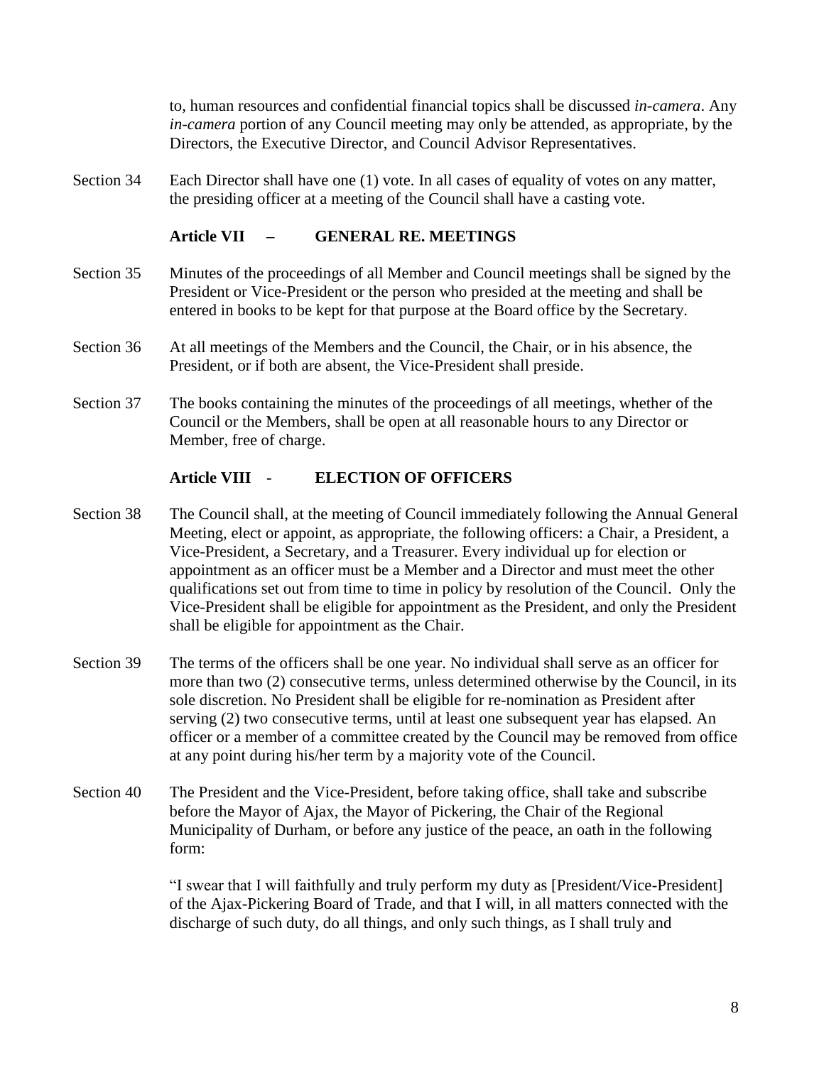to, human resources and confidential financial topics shall be discussed *in-camera*. Any *in-camera* portion of any Council meeting may only be attended, as appropriate, by the Directors, the Executive Director, and Council Advisor Representatives.

Section 34 Each Director shall have one (1) vote. In all cases of equality of votes on any matter, the presiding officer at a meeting of the Council shall have a casting vote.

### Article VII – GENERAL RE. MEETINGS

Section 35 Minutes of the proceedings of all Member and Council meetings shall be signed by the President or Vice-President or the person who presided at the meeting and shall be entered in books to be kept for that purpose at the Board office by the Secretary.

Section 36 At all meetings of the Members and the Council, the Chair, or in his absence, the President, or if both are absent, the Vice-President shall preside.

Section 37 The books containing the minutes of the proceedings of all meetings, whether of the Council or the Members, shall be open at all reasonable hours to any Director or Member, free of charge.

### Article VIII - ELECTION OF OFFICERS

Section 38 The Council shall, at the meeting of Council immediately following the Annual General Meeting, elect or appoint, as appropriate, the following officers: a Chair, a President, a Vice-President, a Secretary, and a Treasurer. Every individual up for election or appointment as an officer must be a Member and a Director and must meet the other qualifications set out from time to time in policy by resolution of the Council. Only the Vice-President shall be eligible for appointment as the President, and only the President shall be eligible for appointment as the Chair.

Section 39 The terms of the officers shall be one year. No individual shall serve as an officer for more than two (2) consecutive terms, unless determined otherwise by the Council, in its sole discretion. No President shall be eligible for re-nomination as President after serving (2) two consecutive terms, until at least one subsequent year has elapsed. An officer or a member of a committee created by the Council may be removed from office at any point during his/her term by a majority vote of the Council.

Section 40 The President and the Vice-President, before taking office, shall take and subscribe before the Mayor of Ajax, the Mayor of Pickering, the Chair of the Regional Municipality of Durham, or before any justice of the peace, an oath in the following form:

"I swear that I will faithfully and truly perform my duty as [President/Vice-President] of the Ajax-Pickering Board of Trade, and that I will, in all matters connected with the discharge of such duty, do all things, and only such things, as I shall truly and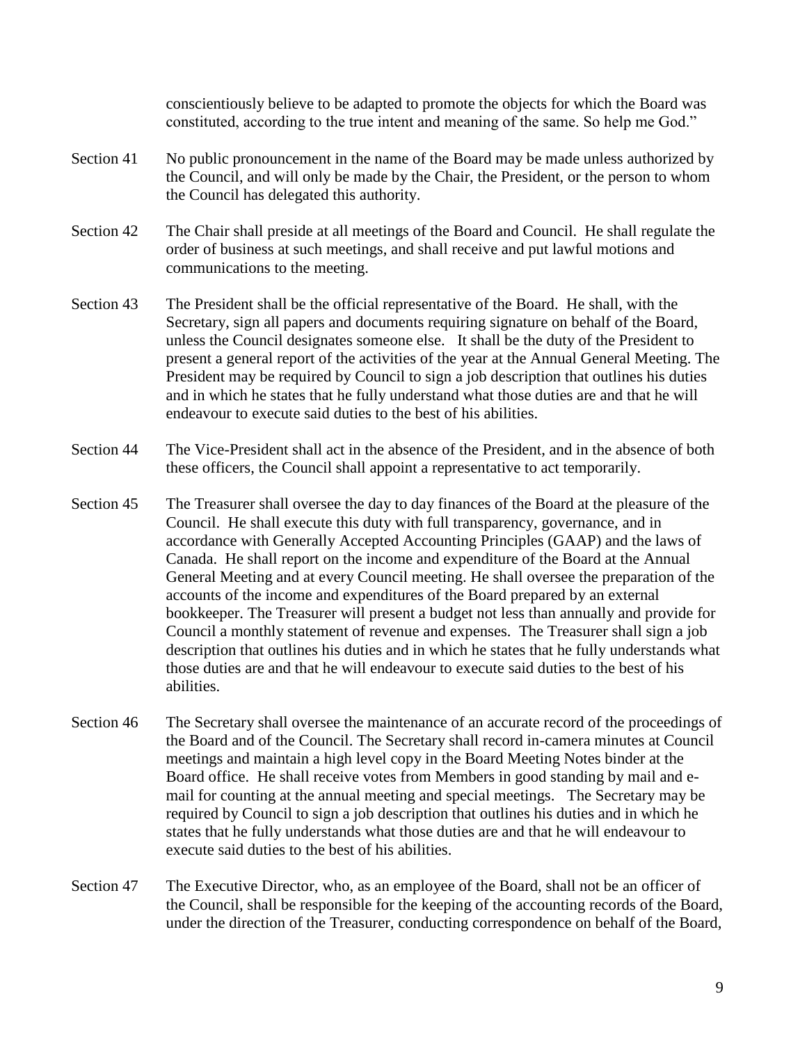conscientiously believe to be adapted to promote the objects for which the Board was constituted, according to the true intent and meaning of the same. So help me God."

Section 41 No public pronouncement in the name of the Board may be made unless authorized by the Council, and will only be made by the Chair, the President, or the person to whom the Council has delegated this authority.

Section 42 The Chair shall preside at all meetings of the Board and Council. He shall regulate the order of business at such meetings, and shall receive and put lawful motions and communications to the meeting.

Section 43 The President shall be the official representative of the Board. He shall, with the Secretary, sign all papers and documents requiring signature on behalf of the Board, unless the Council designates someone else. It shall be the duty of the President to present a general report of the activities of the year at the Annual General Meeting. The President may be required by Council to sign a job description that outlines his duties and in which he states that he fully understand what those duties are and that he will endeavour to execute said duties to the best of his abilities.

Section 44 The Vice-President shall act in the absence of the President, and in the absence of both these officers, the Council shall appoint a representative to act temporarily.

Section 45 The Treasurer shall oversee the day to day finances of the Board at the pleasure of the Council. He shall execute this duty with full transparency, governance, and in accordance with Generally Accepted Accounting Principles (GAAP) and the laws of Canada. He shall report on the income and expenditure of the Board at the Annual General Meeting and at every Council meeting. He shall oversee the preparation of the accounts of the income and expenditures of the Board prepared by an external bookkeeper. The Treasurer will present a budget not less than annually and provide for Council a monthly statement of revenue and expenses. The Treasurer shall sign a job description that outlines his duties and in which he states that he fully understands what those duties are and that he will endeavour to execute said duties to the best of his abilities.

Section 46 The Secretary shall oversee the maintenance of an accurate record of the proceedings of the Board and of the Council. The Secretary shall record in-camera minutes at Council meetings and maintain a high level copy in the Board Meeting Notes binder at the Board office. He shall receive votes from Members in good standing by mail and e-mail for counting at the annual meeting and special meetings. The Secretary may be required by Council to sign a job description that outlines his duties and in which he states that he fully understands what those duties are and that he will endeavour to execute said duties to the best of his abilities.

Section 47 The Executive Director, who, as an employee of the Board, shall not be an officer of the Council, shall be responsible for the keeping of the accounting records of the Board, under the direction of the Treasurer, conducting correspondence on behalf of the Board,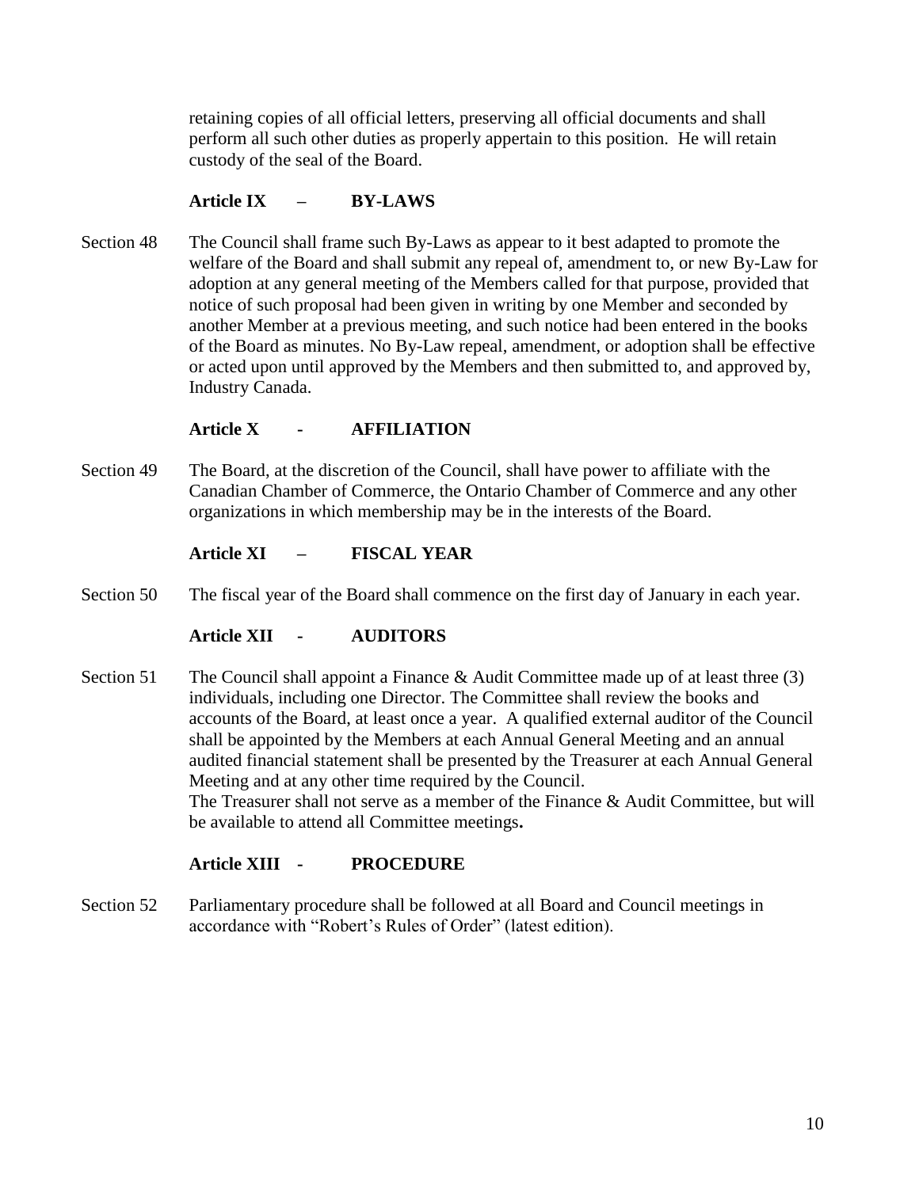retaining copies of all official letters, preserving all official documents and shall perform all such other duties as properly appertain to this position. He will retain custody of the seal of the Board.

### Article IX – BY-LAWS

Section 48 The Council shall frame such By-Laws as appear to it best adapted to promote the welfare of the Board and shall submit any repeal of, amendment to, or new By-Law for adoption at any general meeting of the Members called for that purpose, provided that notice of such proposal had been given in writing by one Member and seconded by another Member at a previous meeting, and such notice had been entered in the books of the Board as minutes. No By-Law repeal, amendment, or adoption shall be effective or acted upon until approved by the Members and then submitted to, and approved by, Industry Canada.

### Article X - AFFILIATION

Section 49 The Board, at the discretion of the Council, shall have power to affiliate with the Canadian Chamber of Commerce, the Ontario Chamber of Commerce and any other organizations in which membership may be in the interests of the Board.

### Article XI – FISCAL YEAR

Section 50 The fiscal year of the Board shall commence on the first day of January in each year.

### Article XII - AUDITORS

Section 51 The Council shall appoint a Finance & Audit Committee made up of at least three (3) individuals, including one Director. The Committee shall review the books and accounts of the Board, at least once a year. A qualified external auditor of the Council shall be appointed by the Members at each Annual General Meeting and an annual audited financial statement shall be presented by the Treasurer at each Annual General Meeting and at any other time required by the Council.
The Treasurer shall not serve as a member of the Finance & Audit Committee, but will be available to attend all Committee meetings**.**

### Article XIII - PROCEDURE

Section 52 Parliamentary procedure shall be followed at all Board and Council meetings in accordance with "Robert's Rules of Order" (latest edition).